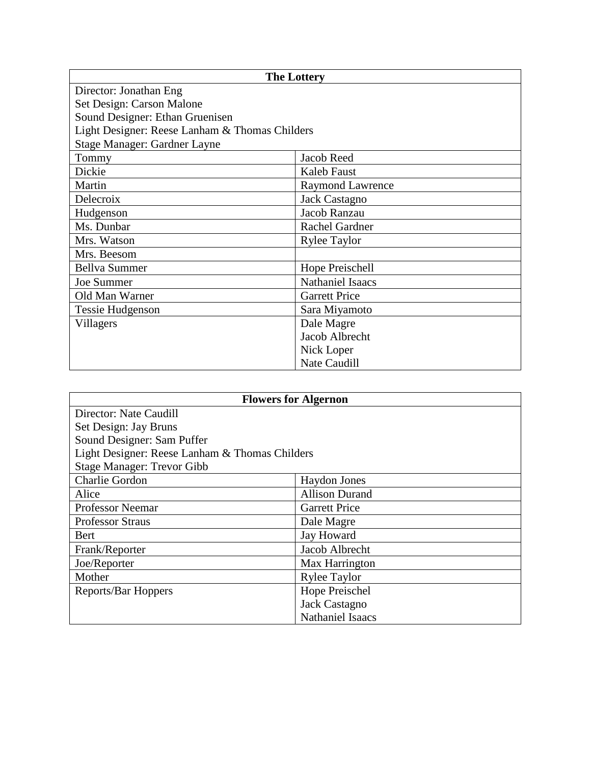| The Lottery | |
|---|---|
| Director: Jonathan Eng<br>Set Design: Carson Malone<br>Sound Designer: Ethan Gruenisen<br>Light Designer: Reese Lanham & Thomas Childers<br>Stage Manager: Gardner Layne | |
| Tommy | Jacob Reed |
| Dickie | Kaleb Faust |
| Martin | Raymond Lawrence |
| Delecroix | Jack Castagno |
| Hudgenson | Jacob Ranzau |
| Ms. Dunbar | Rachel Gardner |
| Mrs. Watson | Rylee Taylor |
| Mrs. Beesom | |
| Bellva Summer | Hope Preischell |
| Joe Summer | Nathaniel Isaacs |
| Old Man Warner | Garrett Price |
| Tessie Hudgenson | Sara Miyamoto |
| Villagers | Dale Magre<br>Jacob Albrecht<br>Nick Loper<br>Nate Caudill |

| Flowers for Algernon | |
|---|---|
| Director: Nate Caudill<br>Set Design: Jay Bruns<br>Sound Designer: Sam Puffer<br>Light Designer: Reese Lanham & Thomas Childers<br>Stage Manager: Trevor Gibb | |
| Charlie Gordon | Haydon Jones |
| Alice | Allison Durand |
| Professor Neemar | Garrett Price |
| Professor Straus | Dale Magre |
| Bert | Jay Howard |
| Frank/Reporter | Jacob Albrecht |
| Joe/Reporter | Max Harrington |
| Mother | Rylee Taylor |
| Reports/Bar Hoppers | Hope Preischel<br>Jack Castagno<br>Nathaniel Isaacs |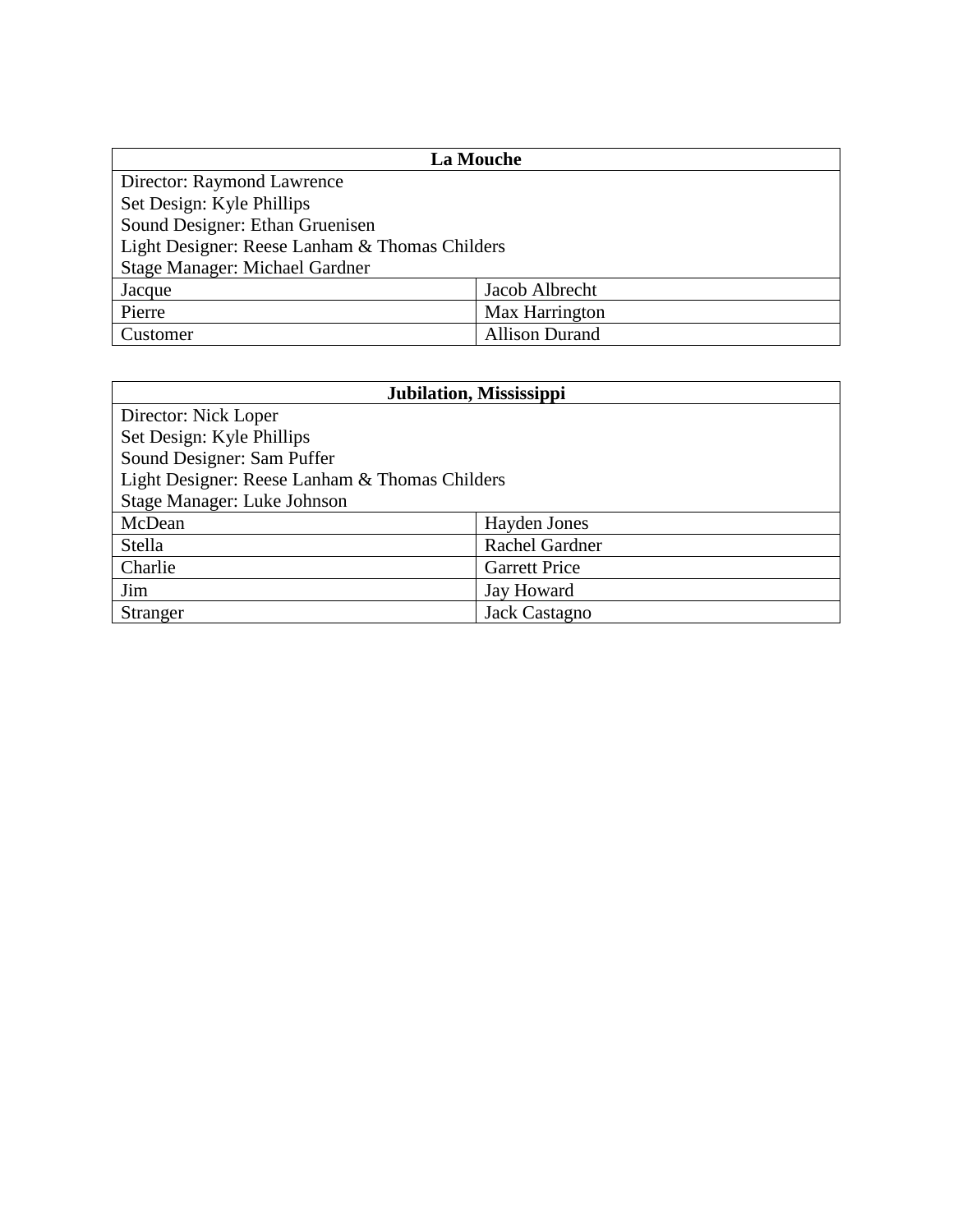| La Mouche | |
| --- | --- |
| Director: Raymond Lawrence<br>Set Design: Kyle Phillips<br>Sound Designer: Ethan Gruenisen<br>Light Designer: Reese Lanham & Thomas Childers<br>Stage Manager: Michael Gardner | |
| Jacque | Jacob Albrecht |
| Pierre | Max Harrington |
| Customer | Allison Durand |

| Jubilation, Mississippi | |
| --- | --- |
| Director: Nick Loper<br>Set Design: Kyle Phillips<br>Sound Designer: Sam Puffer<br>Light Designer: Reese Lanham & Thomas Childers<br>Stage Manager: Luke Johnson | |
| McDean | Hayden Jones |
| Stella | Rachel Gardner |
| Charlie | Garrett Price |
| Jim | Jay Howard |
| Stranger | Jack Castagno |